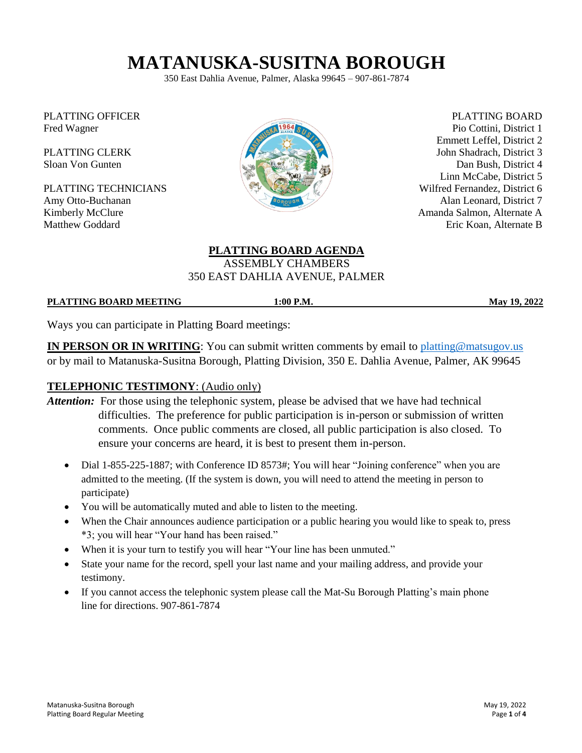# MATANUSKA-SUSITNA BOROUGH

350 East Dahlia Avenue, Palmer, Alaska 99645 – 907-861-7874

PLATTING OFFICER
Fred Wagner

PLATTING CLERK
Sloan Von Gunten

PLATTING TECHNICIANS
Amy Otto-Buchanan
Kimberly McClure
Matthew Goddard

PLATTING BOARD
Pio Cottini, District 1
Emmett Leffel, District 2
John Shadrach, District 3
Dan Bush, District 4
Linn McCabe, District 5
Wilfred Fernandez, District 6
Alan Leonard, District 7
Amanda Salmon, Alternate A
Eric Koan, Alternate B

## PLATTING BOARD AGENDA

ASSEMBLY CHAMBERS
350 EAST DAHLIA AVENUE, PALMER

**PLATTING BOARD MEETING** **1:00 P.M.** **May 19, 2022**

Ways you can participate in Platting Board meetings:

**IN PERSON OR IN WRITING**: You can submit written comments by email to platting@matsugov.us or by mail to Matanuska-Susitna Borough, Platting Division, 350 E. Dahlia Avenue, Palmer, AK 99645

**TELEPHONIC TESTIMONY**: (Audio only)

***Attention:*** For those using the telephonic system, please be advised that we have had technical difficulties. The preference for public participation is in-person or submission of written comments. Once public comments are closed, all public participation is also closed. To ensure your concerns are heard, it is best to present them in-person.

- Dial 1-855-225-1887; with Conference ID 8573#; You will hear "Joining conference" when you are admitted to the meeting. (If the system is down, you will need to attend the meeting in person to participate)
- You will be automatically muted and able to listen to the meeting.
- When the Chair announces audience participation or a public hearing you would like to speak to, press *3; you will hear "Your hand has been raised."
- When it is your turn to testify you will hear "Your line has been unmuted."
- State your name for the record, spell your last name and your mailing address, and provide your testimony.
- If you cannot access the telephonic system please call the Mat-Su Borough Platting's main phone line for directions. 907-861-7874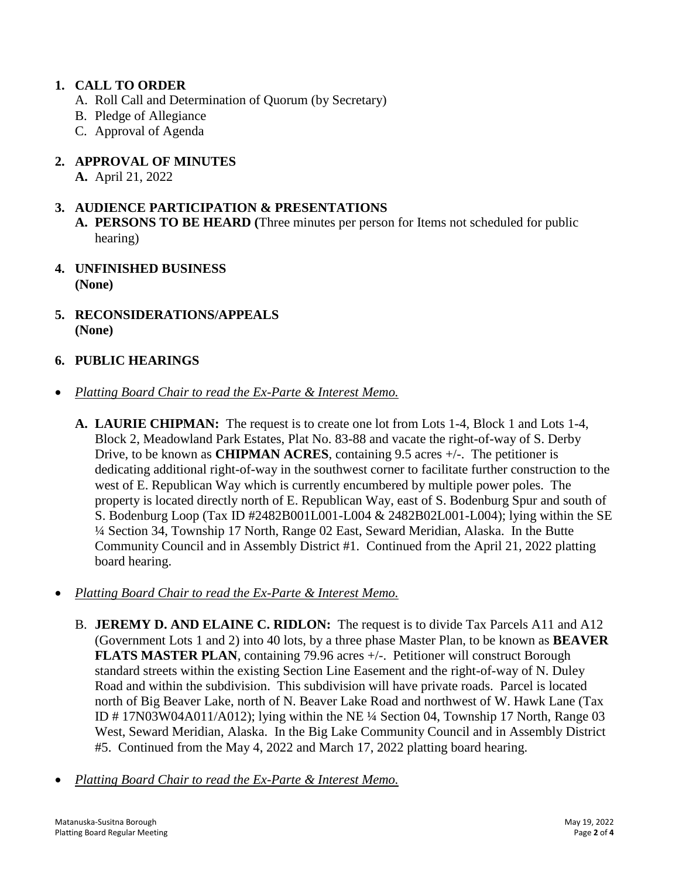1. **CALL TO ORDER**
   A. Roll Call and Determination of Quorum (by Secretary)
   B. Pledge of Allegiance
   C. Approval of Agenda

2. **APPROVAL OF MINUTES**
   **A.** April 21, 2022

3. **AUDIENCE PARTICIPATION & PRESENTATIONS**
   **A. PERSONS TO BE HEARD (**Three minutes per person for Items not scheduled for public hearing)

4. **UNFINISHED BUSINESS**
   **(None)**

5. **RECONSIDERATIONS/APPEALS**
   **(None)**

6. **PUBLIC HEARINGS**

- *Platting Board Chair to read the Ex-Parte & Interest Memo.*

   **A. LAURIE CHIPMAN:** The request is to create one lot from Lots 1-4, Block 1 and Lots 1-4, Block 2, Meadowland Park Estates, Plat No. 83-88 and vacate the right-of-way of S. Derby Drive, to be known as **CHIPMAN ACRES**, containing 9.5 acres +/-. The petitioner is dedicating additional right-of-way in the southwest corner to facilitate further construction to the west of E. Republican Way which is currently encumbered by multiple power poles. The property is located directly north of E. Republican Way, east of S. Bodenburg Spur and south of S. Bodenburg Loop (Tax ID #2482B001L001-L004 & 2482B02L001-L004); lying within the SE ¼ Section 34, Township 17 North, Range 02 East, Seward Meridian, Alaska. In the Butte Community Council and in Assembly District #1. Continued from the April 21, 2022 platting board hearing.

- *Platting Board Chair to read the Ex-Parte & Interest Memo.*

   B. **JEREMY D. AND ELAINE C. RIDLON:** The request is to divide Tax Parcels A11 and A12 (Government Lots 1 and 2) into 40 lots, by a three phase Master Plan, to be known as **BEAVER FLATS MASTER PLAN**, containing 79.96 acres +/-. Petitioner will construct Borough standard streets within the existing Section Line Easement and the right-of-way of N. Duley Road and within the subdivision. This subdivision will have private roads. Parcel is located north of Big Beaver Lake, north of N. Beaver Lake Road and northwest of W. Hawk Lane (Tax ID # 17N03W04A011/A012); lying within the NE ¼ Section 04, Township 17 North, Range 03 West, Seward Meridian, Alaska. In the Big Lake Community Council and in Assembly District #5. Continued from the May 4, 2022 and March 17, 2022 platting board hearing.

- *Platting Board Chair to read the Ex-Parte & Interest Memo.*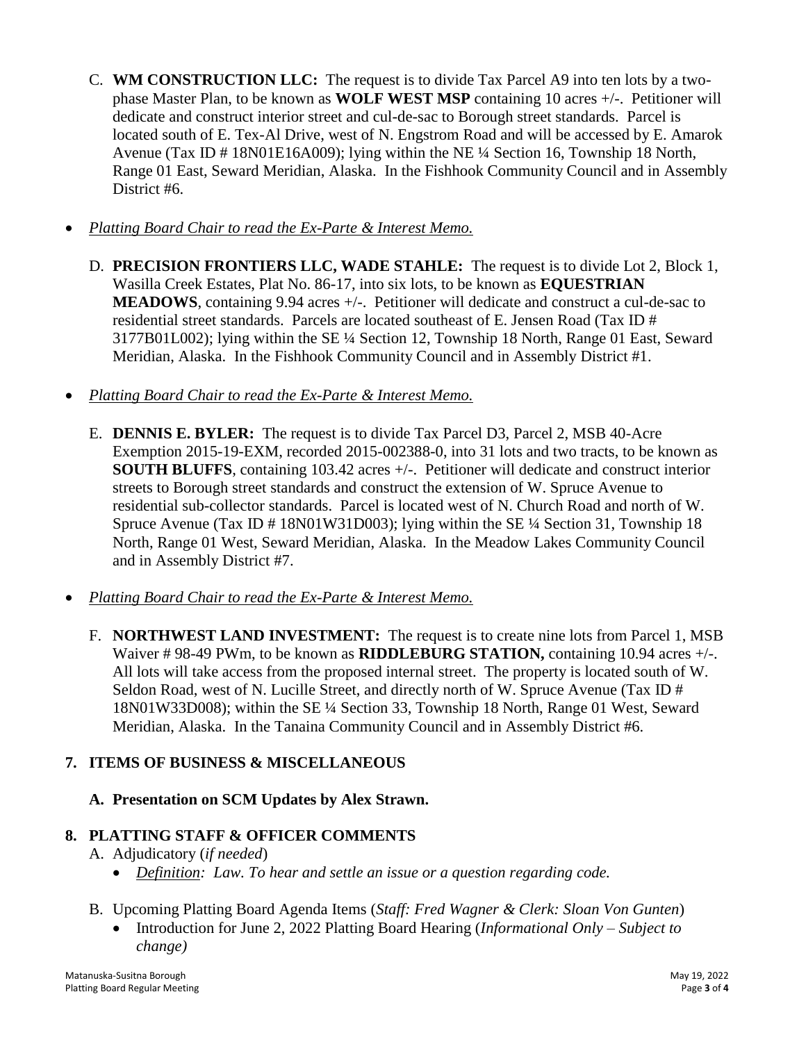C. **WM CONSTRUCTION LLC:** The request is to divide Tax Parcel A9 into ten lots by a two-phase Master Plan, to be known as **WOLF WEST MSP** containing 10 acres +/-. Petitioner will dedicate and construct interior street and cul-de-sac to Borough street standards. Parcel is located south of E. Tex-Al Drive, west of N. Engstrom Road and will be accessed by E. Amarok Avenue (Tax ID # 18N01E16A009); lying within the NE ¼ Section 16, Township 18 North, Range 01 East, Seward Meridian, Alaska. In the Fishhook Community Council and in Assembly District #6.

- *Platting Board Chair to read the Ex-Parte & Interest Memo.*

D. **PRECISION FRONTIERS LLC, WADE STAHLE:** The request is to divide Lot 2, Block 1, Wasilla Creek Estates, Plat No. 86-17, into six lots, to be known as **EQUESTRIAN MEADOWS**, containing 9.94 acres +/-. Petitioner will dedicate and construct a cul-de-sac to residential street standards. Parcels are located southeast of E. Jensen Road (Tax ID # 3177B01L002); lying within the SE ¼ Section 12, Township 18 North, Range 01 East, Seward Meridian, Alaska. In the Fishhook Community Council and in Assembly District #1.

- *Platting Board Chair to read the Ex-Parte & Interest Memo.*

E. **DENNIS E. BYLER:** The request is to divide Tax Parcel D3, Parcel 2, MSB 40-Acre Exemption 2015-19-EXM, recorded 2015-002388-0, into 31 lots and two tracts, to be known as **SOUTH BLUFFS**, containing 103.42 acres +/-. Petitioner will dedicate and construct interior streets to Borough street standards and construct the extension of W. Spruce Avenue to residential sub-collector standards. Parcel is located west of N. Church Road and north of W. Spruce Avenue (Tax ID # 18N01W31D003); lying within the SE ¼ Section 31, Township 18 North, Range 01 West, Seward Meridian, Alaska. In the Meadow Lakes Community Council and in Assembly District #7.

- *Platting Board Chair to read the Ex-Parte & Interest Memo.*

F. **NORTHWEST LAND INVESTMENT:** The request is to create nine lots from Parcel 1, MSB Waiver # 98-49 PWm, to be known as **RIDDLEBURG STATION,** containing 10.94 acres +/-. All lots will take access from the proposed internal street. The property is located south of W. Seldon Road, west of N. Lucille Street, and directly north of W. Spruce Avenue (Tax ID # 18N01W33D008); within the SE ¼ Section 33, Township 18 North, Range 01 West, Seward Meridian, Alaska. In the Tanaina Community Council and in Assembly District #6.

## 7. ITEMS OF BUSINESS & MISCELLANEOUS

### A. Presentation on SCM Updates by Alex Strawn.

## 8. PLATTING STAFF & OFFICER COMMENTS

A. Adjudicatory (*if needed*)

- *Definition: Law. To hear and settle an issue or a question regarding code.*

B. Upcoming Platting Board Agenda Items (*Staff: Fred Wagner & Clerk: Sloan Von Gunten*)

- Introduction for June 2, 2022 Platting Board Hearing (*Informational Only – Subject to change)*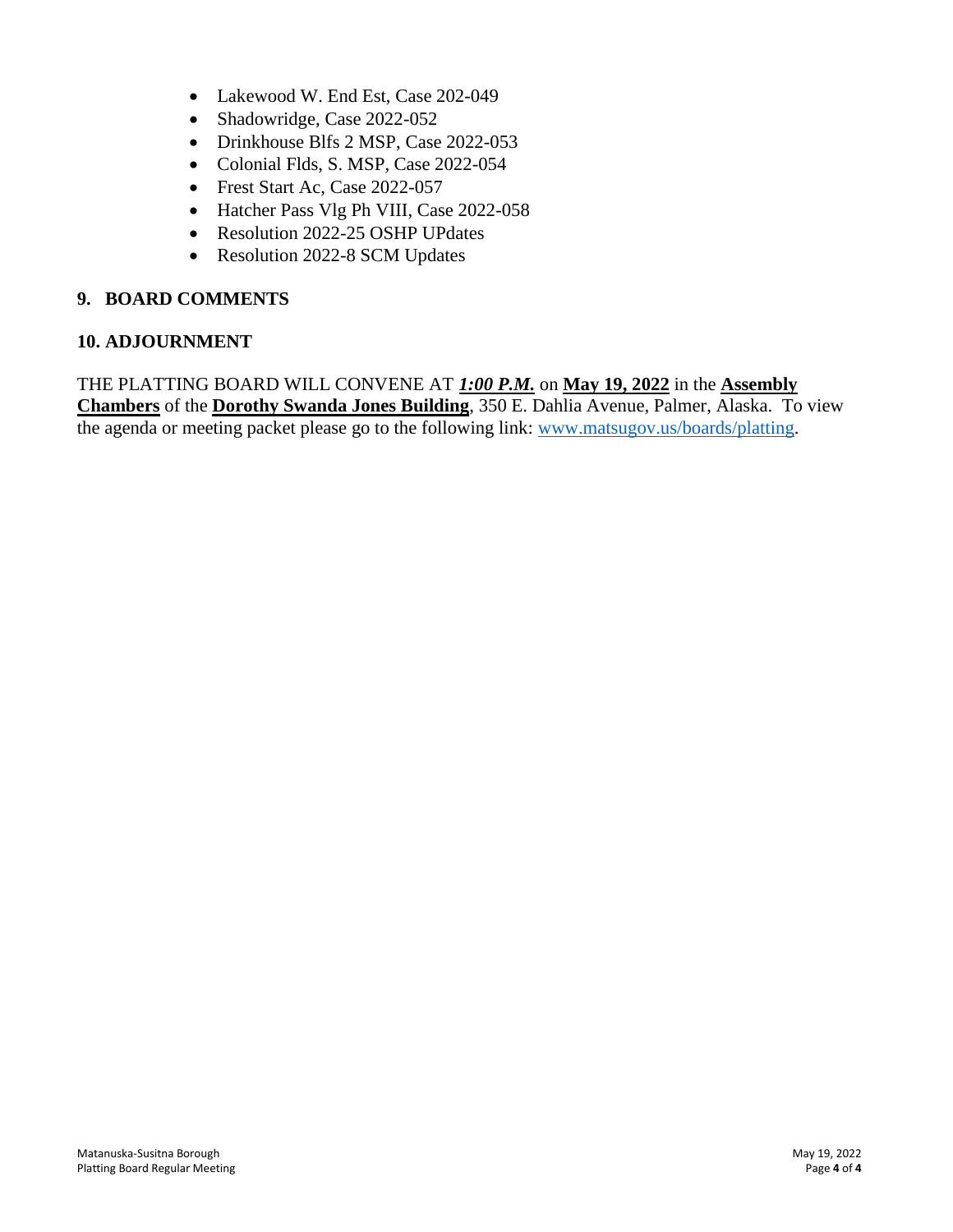- Lakewood W. End Est, Case 202-049
- Shadowridge, Case 2022-052
- Drinkhouse Blfs 2 MSP, Case 2022-053
- Colonial Flds, S. MSP, Case 2022-054
- Frest Start Ac, Case 2022-057
- Hatcher Pass Vlg Ph VIII, Case 2022-058
- Resolution 2022-25 OSHP UPdates
- Resolution 2022-8 SCM Updates

## 9. BOARD COMMENTS

## 10. ADJOURNMENT

THE PLATTING BOARD WILL CONVENE AT ***1:00 P.M.*** on **May 19, 2022** in the **Assembly Chambers** of the **Dorothy Swanda Jones Building**, 350 E. Dahlia Avenue, Palmer, Alaska. To view the agenda or meeting packet please go to the following link: www.matsugov.us/boards/platting.